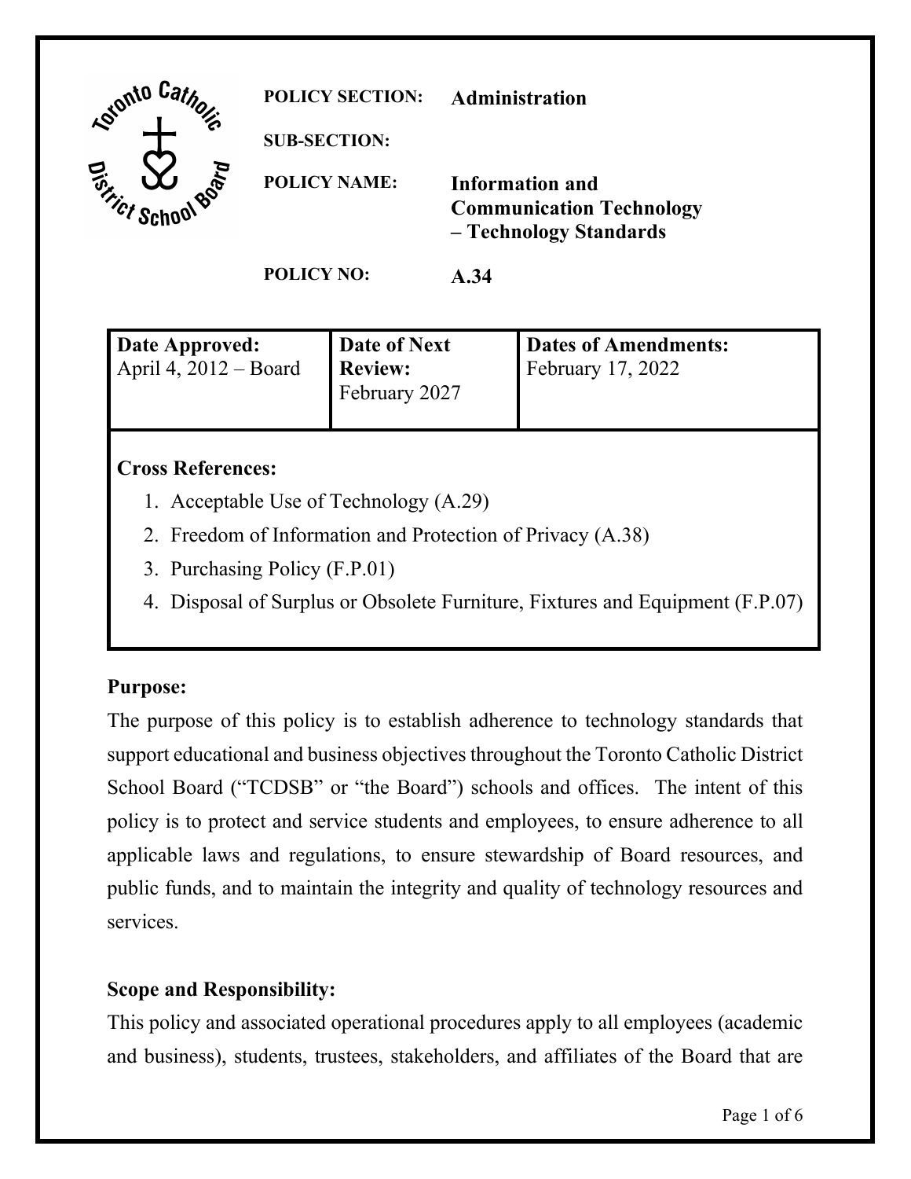**POLICY SECTION:** Administration

**SUB-SECTION:**

**POLICY NAME:** Information and Communication Technology – Technology Standards

**POLICY NO:** A.34

| Date Approved: | Date of Next Review: | Dates of Amendments: |
| --- | --- | --- |
| April 4, 2012 – Board | February 2027 | February 17, 2022 |

**Cross References:**

1. Acceptable Use of Technology (A.29)
2. Freedom of Information and Protection of Privacy (A.38)
3. Purchasing Policy (F.P.01)
4. Disposal of Surplus or Obsolete Furniture, Fixtures and Equipment (F.P.07)

## Purpose:

The purpose of this policy is to establish adherence to technology standards that support educational and business objectives throughout the Toronto Catholic District School Board ("TCDSB" or "the Board") schools and offices. The intent of this policy is to protect and service students and employees, to ensure adherence to all applicable laws and regulations, to ensure stewardship of Board resources, and public funds, and to maintain the integrity and quality of technology resources and services.

## Scope and Responsibility:

This policy and associated operational procedures apply to all employees (academic and business), students, trustees, stakeholders, and affiliates of the Board that are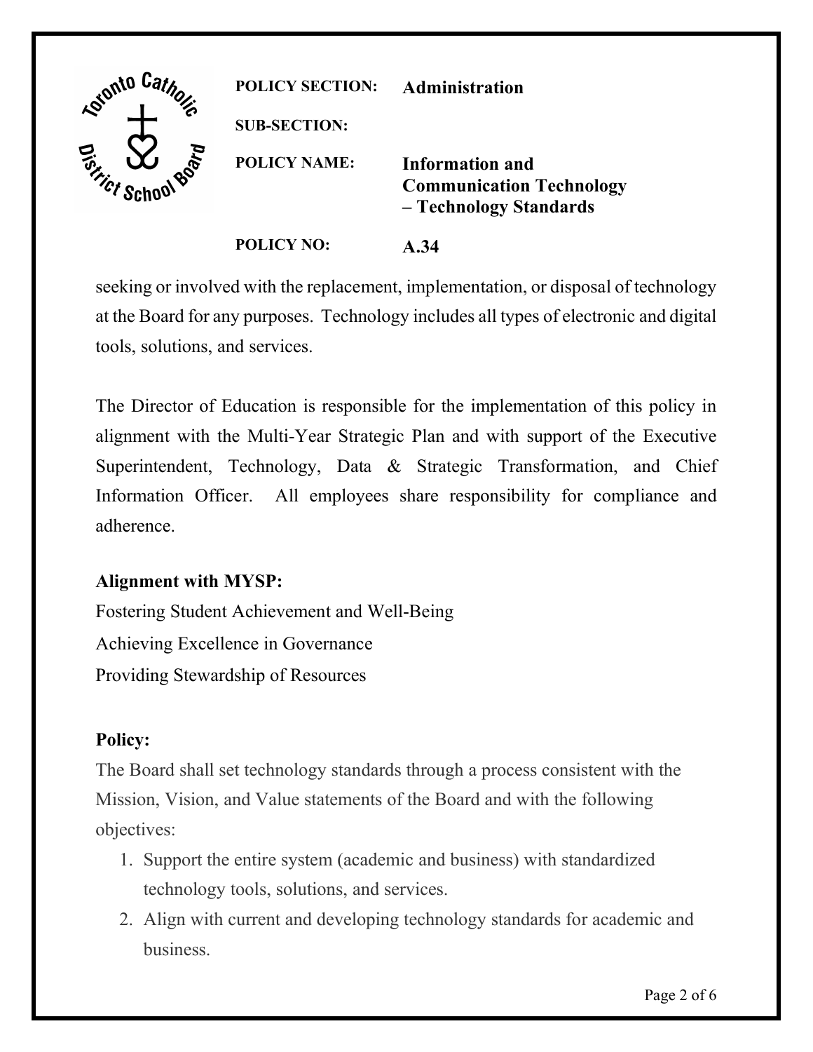seeking or involved with the replacement, implementation, or disposal of technology at the Board for any purposes. Technology includes all types of electronic and digital tools, solutions, and services.

The Director of Education is responsible for the implementation of this policy in alignment with the Multi-Year Strategic Plan and with support of the Executive Superintendent, Technology, Data & Strategic Transformation, and Chief Information Officer. All employees share responsibility for compliance and adherence.

**Alignment with MYSP:**

Fostering Student Achievement and Well-Being

Achieving Excellence in Governance

Providing Stewardship of Resources

**Policy:**

The Board shall set technology standards through a process consistent with the Mission, Vision, and Value statements of the Board and with the following objectives:

1. Support the entire system (academic and business) with standardized technology tools, solutions, and services.
2. Align with current and developing technology standards for academic and business.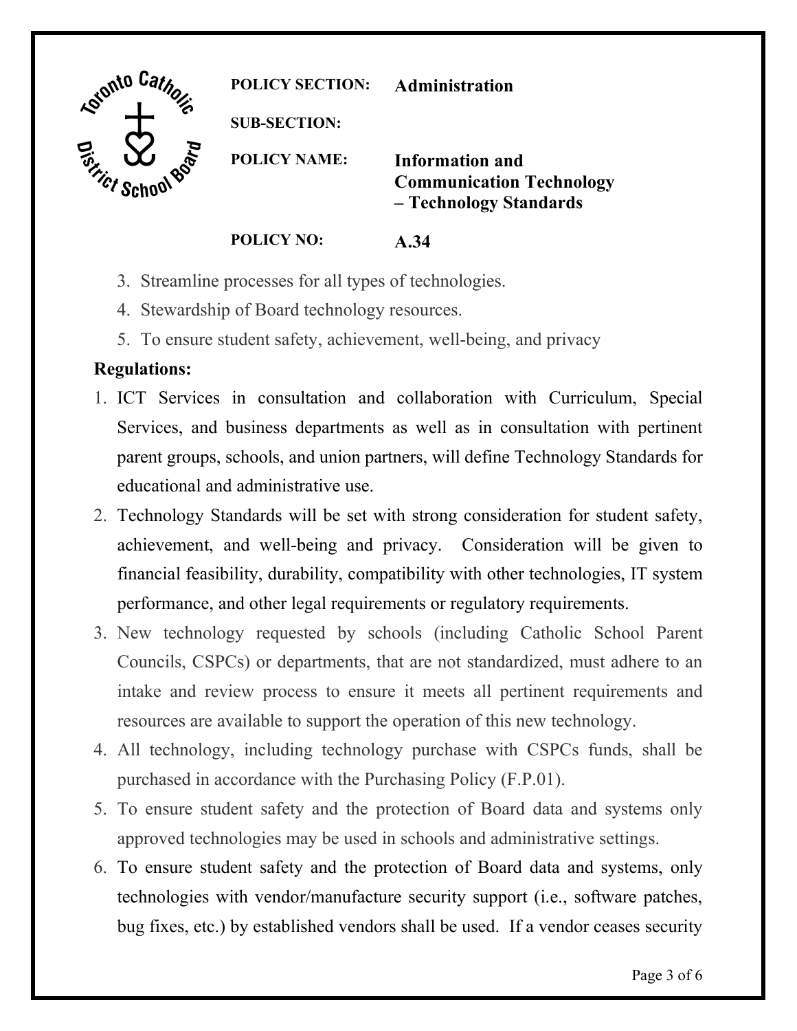3. Streamline processes for all types of technologies.
4. Stewardship of Board technology resources.
5. To ensure student safety, achievement, well-being, and privacy

**Regulations:**

1. ICT Services in consultation and collaboration with Curriculum, Special Services, and business departments as well as in consultation with pertinent parent groups, schools, and union partners, will define Technology Standards for educational and administrative use.
2. Technology Standards will be set with strong consideration for student safety, achievement, and well-being and privacy. Consideration will be given to financial feasibility, durability, compatibility with other technologies, IT system performance, and other legal requirements or regulatory requirements.
3. New technology requested by schools (including Catholic School Parent Councils, CSPCs) or departments, that are not standardized, must adhere to an intake and review process to ensure it meets all pertinent requirements and resources are available to support the operation of this new technology.
4. All technology, including technology purchase with CSPCs funds, shall be purchased in accordance with the Purchasing Policy (F.P.01).
5. To ensure student safety and the protection of Board data and systems only approved technologies may be used in schools and administrative settings.
6. To ensure student safety and the protection of Board data and systems, only technologies with vendor/manufacture security support (i.e., software patches, bug fixes, etc.) by established vendors shall be used. If a vendor ceases security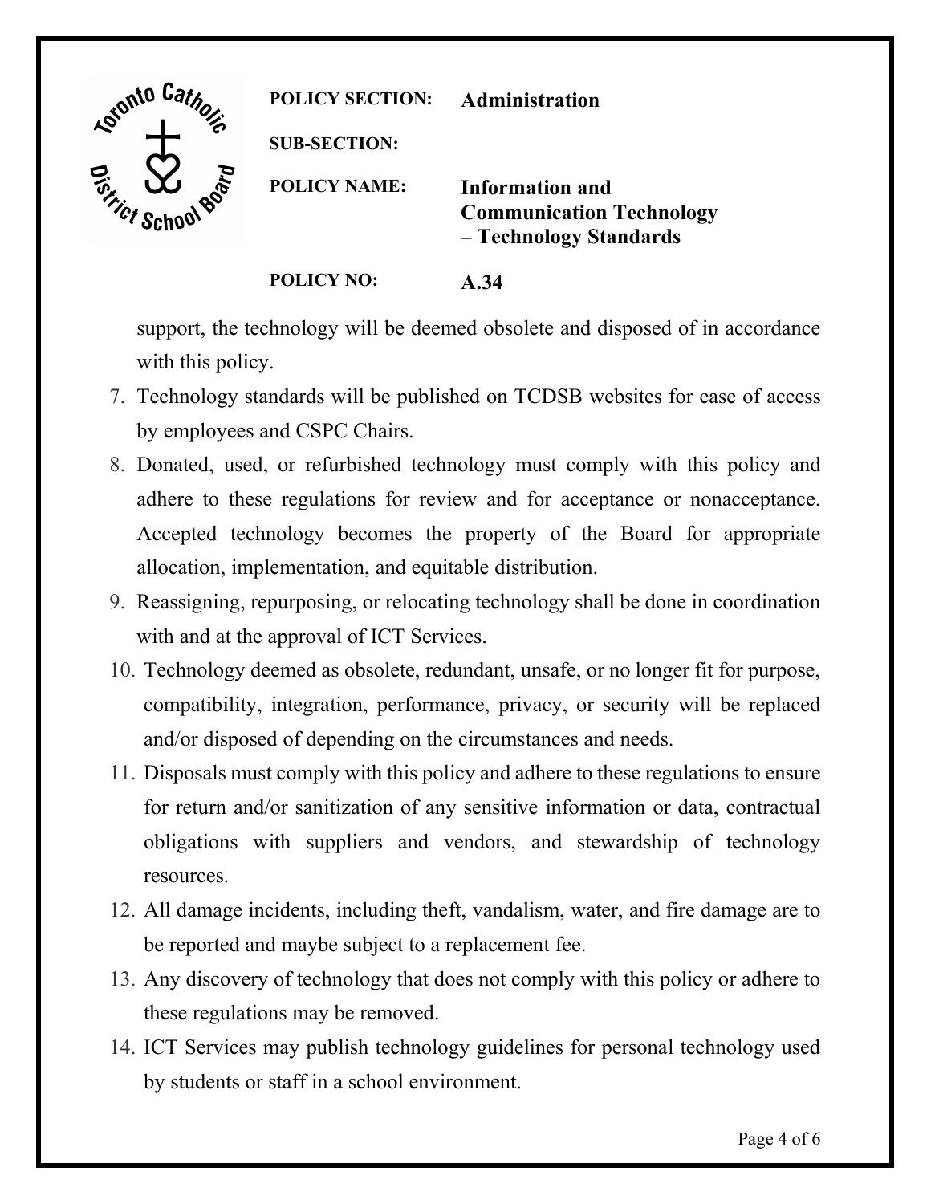support, the technology will be deemed obsolete and disposed of in accordance with this policy.

7. Technology standards will be published on TCDSB websites for ease of access by employees and CSPC Chairs.
8. Donated, used, or refurbished technology must comply with this policy and adhere to these regulations for review and for acceptance or nonacceptance. Accepted technology becomes the property of the Board for appropriate allocation, implementation, and equitable distribution.
9. Reassigning, repurposing, or relocating technology shall be done in coordination with and at the approval of ICT Services.
10. Technology deemed as obsolete, redundant, unsafe, or no longer fit for purpose, compatibility, integration, performance, privacy, or security will be replaced and/or disposed of depending on the circumstances and needs.
11. Disposals must comply with this policy and adhere to these regulations to ensure for return and/or sanitization of any sensitive information or data, contractual obligations with suppliers and vendors, and stewardship of technology resources.
12. All damage incidents, including theft, vandalism, water, and fire damage are to be reported and maybe subject to a replacement fee.
13. Any discovery of technology that does not comply with this policy or adhere to these regulations may be removed.
14. ICT Services may publish technology guidelines for personal technology used by students or staff in a school environment.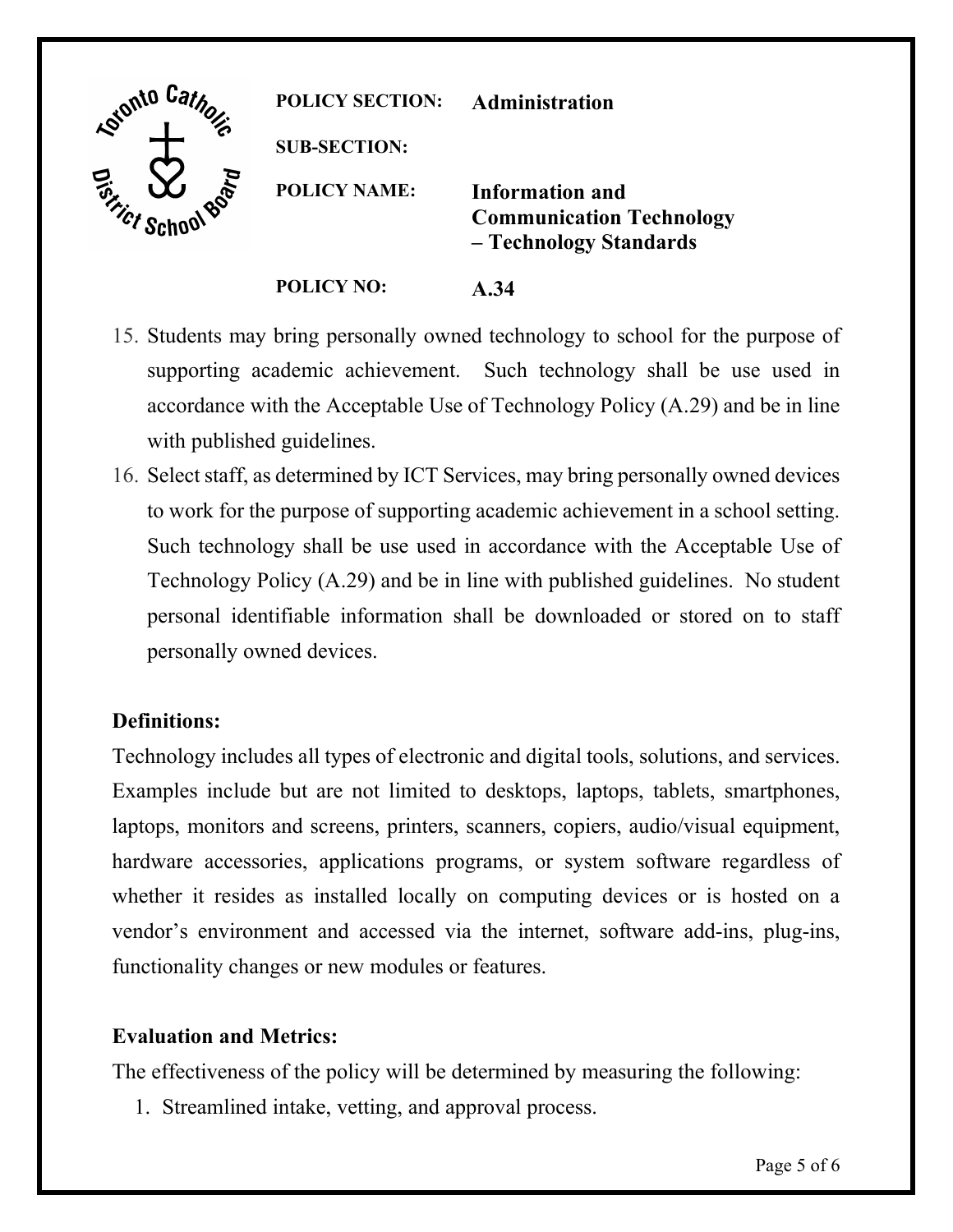15. Students may bring personally owned technology to school for the purpose of supporting academic achievement. Such technology shall be use used in accordance with the Acceptable Use of Technology Policy (A.29) and be in line with published guidelines.
16. Select staff, as determined by ICT Services, may bring personally owned devices to work for the purpose of supporting academic achievement in a school setting. Such technology shall be use used in accordance with the Acceptable Use of Technology Policy (A.29) and be in line with published guidelines. No student personal identifiable information shall be downloaded or stored on to staff personally owned devices.

**Definitions:**

Technology includes all types of electronic and digital tools, solutions, and services. Examples include but are not limited to desktops, laptops, tablets, smartphones, laptops, monitors and screens, printers, scanners, copiers, audio/visual equipment, hardware accessories, applications programs, or system software regardless of whether it resides as installed locally on computing devices or is hosted on a vendor's environment and accessed via the internet, software add-ins, plug-ins, functionality changes or new modules or features.

**Evaluation and Metrics:**

The effectiveness of the policy will be determined by measuring the following:

1. Streamlined intake, vetting, and approval process.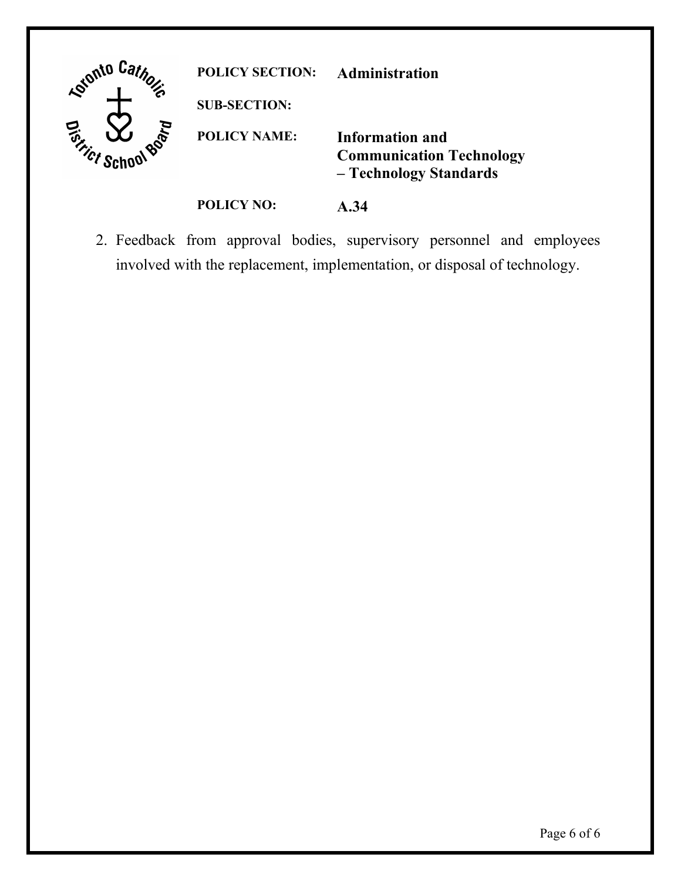2. Feedback from approval bodies, supervisory personnel and employees involved with the replacement, implementation, or disposal of technology.